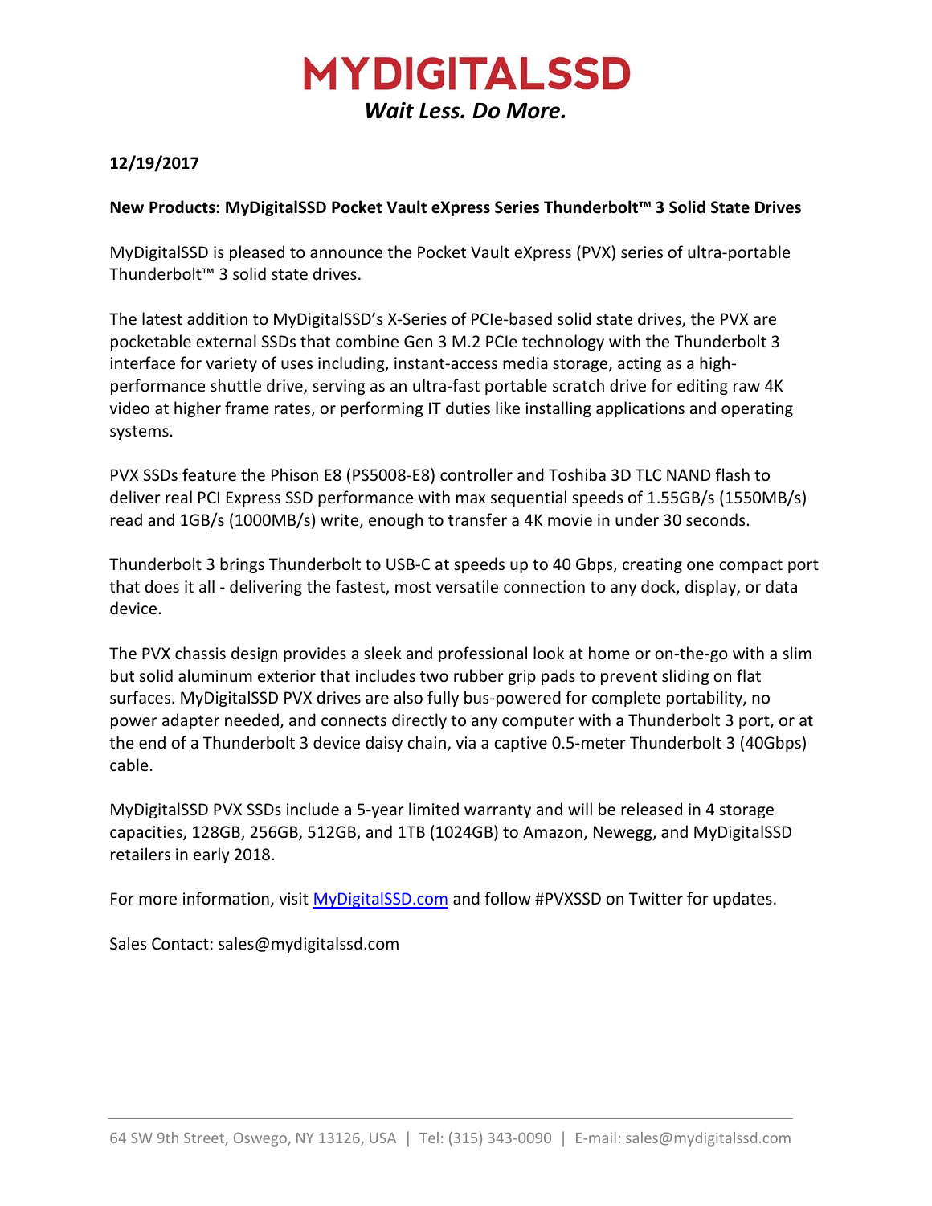# MYDIGITALSSD

*Wait Less. Do More.*

**12/19/2017**

**New Products: MyDigitalSSD Pocket Vault eXpress Series Thunderbolt™ 3 Solid State Drives**

MyDigitalSSD is pleased to announce the Pocket Vault eXpress (PVX) series of ultra-portable Thunderbolt™ 3 solid state drives.

The latest addition to MyDigitalSSD's X-Series of PCIe-based solid state drives, the PVX are pocketable external SSDs that combine Gen 3 M.2 PCIe technology with the Thunderbolt 3 interface for variety of uses including, instant-access media storage, acting as a high-performance shuttle drive, serving as an ultra-fast portable scratch drive for editing raw 4K video at higher frame rates, or performing IT duties like installing applications and operating systems.

PVX SSDs feature the Phison E8 (PS5008-E8) controller and Toshiba 3D TLC NAND flash to deliver real PCI Express SSD performance with max sequential speeds of 1.55GB/s (1550MB/s) read and 1GB/s (1000MB/s) write, enough to transfer a 4K movie in under 30 seconds.

Thunderbolt 3 brings Thunderbolt to USB-C at speeds up to 40 Gbps, creating one compact port that does it all - delivering the fastest, most versatile connection to any dock, display, or data device.

The PVX chassis design provides a sleek and professional look at home or on-the-go with a slim but solid aluminum exterior that includes two rubber grip pads to prevent sliding on flat surfaces. MyDigitalSSD PVX drives are also fully bus-powered for complete portability, no power adapter needed, and connects directly to any computer with a Thunderbolt 3 port, or at the end of a Thunderbolt 3 device daisy chain, via a captive 0.5-meter Thunderbolt 3 (40Gbps) cable.

MyDigitalSSD PVX SSDs include a 5-year limited warranty and will be released in 4 storage capacities, 128GB, 256GB, 512GB, and 1TB (1024GB) to Amazon, Newegg, and MyDigitalSSD retailers in early 2018.

For more information, visit [MyDigitalSSD.com](http://MyDigitalSSD.com) and follow #PVXSSD on Twitter for updates.

Sales Contact: sales@mydigitalssd.com

64 SW 9th Street, Oswego, NY 13126, USA | Tel: (315) 343-0090 | E-mail: sales@mydigitalssd.com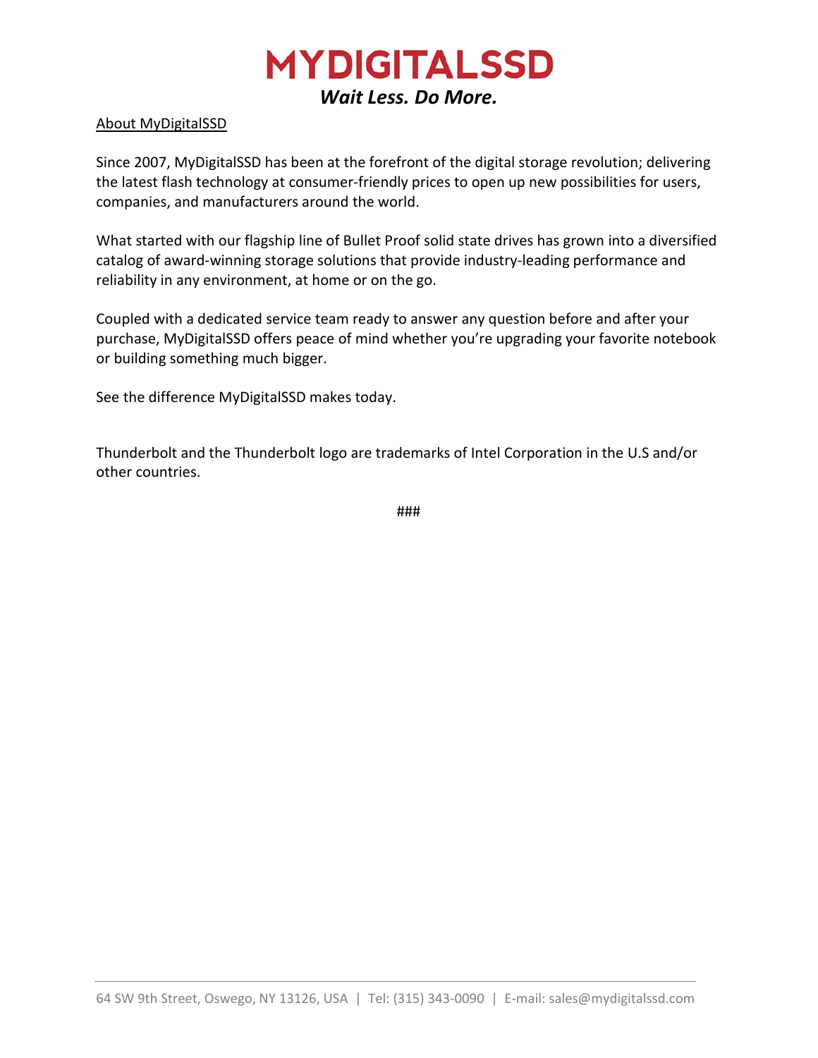# MYDIGITALSSD

***Wait Less. Do More.***

About MyDigitalSSD

Since 2007, MyDigitalSSD has been at the forefront of the digital storage revolution; delivering the latest flash technology at consumer-friendly prices to open up new possibilities for users, companies, and manufacturers around the world.

What started with our flagship line of Bullet Proof solid state drives has grown into a diversified catalog of award-winning storage solutions that provide industry-leading performance and reliability in any environment, at home or on the go.

Coupled with a dedicated service team ready to answer any question before and after your purchase, MyDigitalSSD offers peace of mind whether you're upgrading your favorite notebook or building something much bigger.

See the difference MyDigitalSSD makes today.

Thunderbolt and the Thunderbolt logo are trademarks of Intel Corporation in the U.S and/or other countries.

###

64 SW 9th Street, Oswego, NY 13126, USA | Tel: (315) 343-0090 | E-mail: sales@mydigitalssd.com